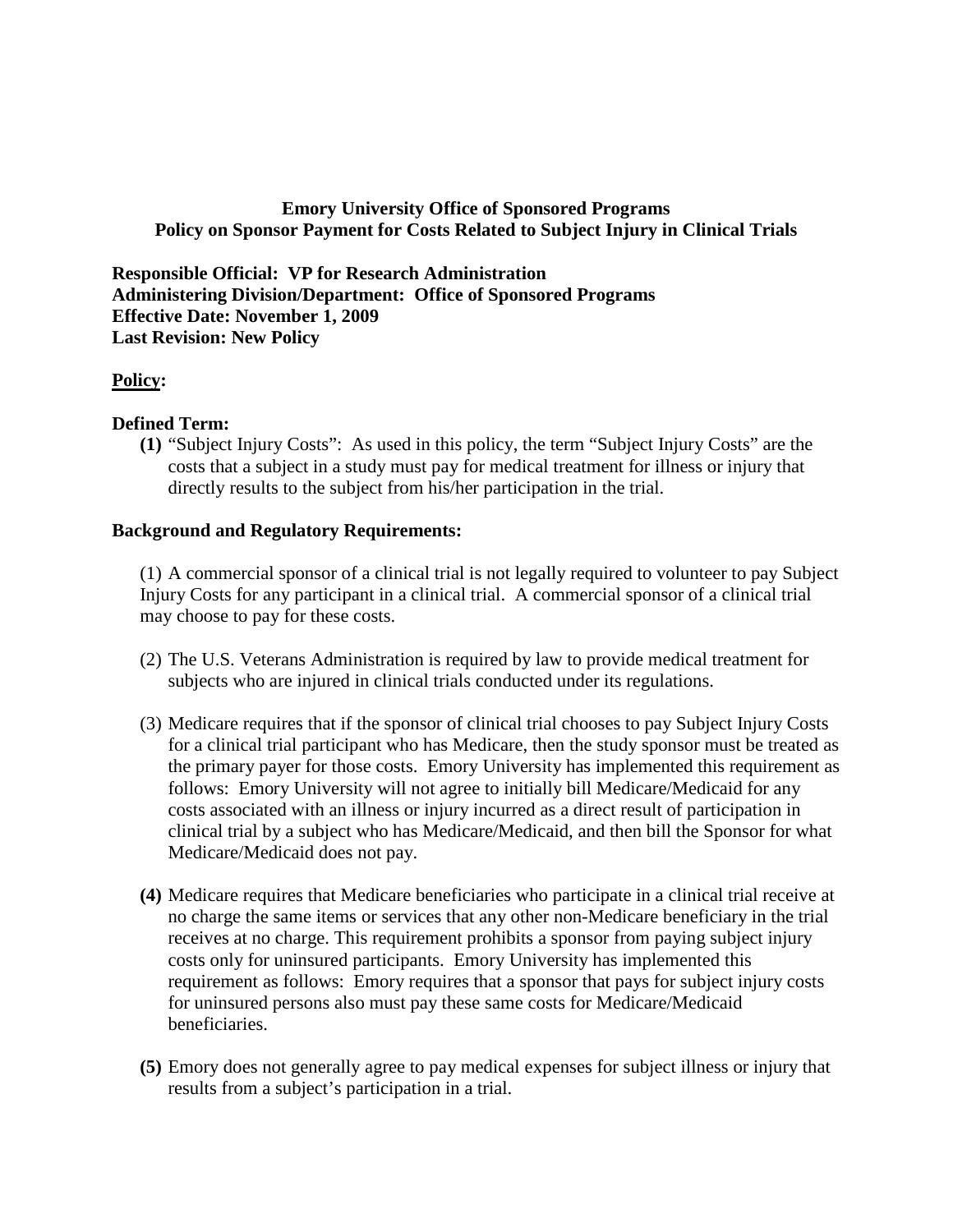**Emory University Office of Sponsored Programs**
**Policy on Sponsor Payment for Costs Related to Subject Injury in Clinical Trials**

**Responsible Official: VP for Research Administration**
**Administering Division/Department: Office of Sponsored Programs**
**Effective Date: November 1, 2009**
**Last Revision: New Policy**

**Policy:**

**Defined Term:**

**(1)** "Subject Injury Costs": As used in this policy, the term "Subject Injury Costs" are the costs that a subject in a study must pay for medical treatment for illness or injury that directly results to the subject from his/her participation in the trial.

**Background and Regulatory Requirements:**

(1) A commercial sponsor of a clinical trial is not legally required to volunteer to pay Subject Injury Costs for any participant in a clinical trial. A commercial sponsor of a clinical trial may choose to pay for these costs.

(2) The U.S. Veterans Administration is required by law to provide medical treatment for subjects who are injured in clinical trials conducted under its regulations.

(3) Medicare requires that if the sponsor of clinical trial chooses to pay Subject Injury Costs for a clinical trial participant who has Medicare, then the study sponsor must be treated as the primary payer for those costs. Emory University has implemented this requirement as follows: Emory University will not agree to initially bill Medicare/Medicaid for any costs associated with an illness or injury incurred as a direct result of participation in clinical trial by a subject who has Medicare/Medicaid, and then bill the Sponsor for what Medicare/Medicaid does not pay.

**(4)** Medicare requires that Medicare beneficiaries who participate in a clinical trial receive at no charge the same items or services that any other non-Medicare beneficiary in the trial receives at no charge. This requirement prohibits a sponsor from paying subject injury costs only for uninsured participants. Emory University has implemented this requirement as follows: Emory requires that a sponsor that pays for subject injury costs for uninsured persons also must pay these same costs for Medicare/Medicaid beneficiaries.

**(5)** Emory does not generally agree to pay medical expenses for subject illness or injury that results from a subject's participation in a trial.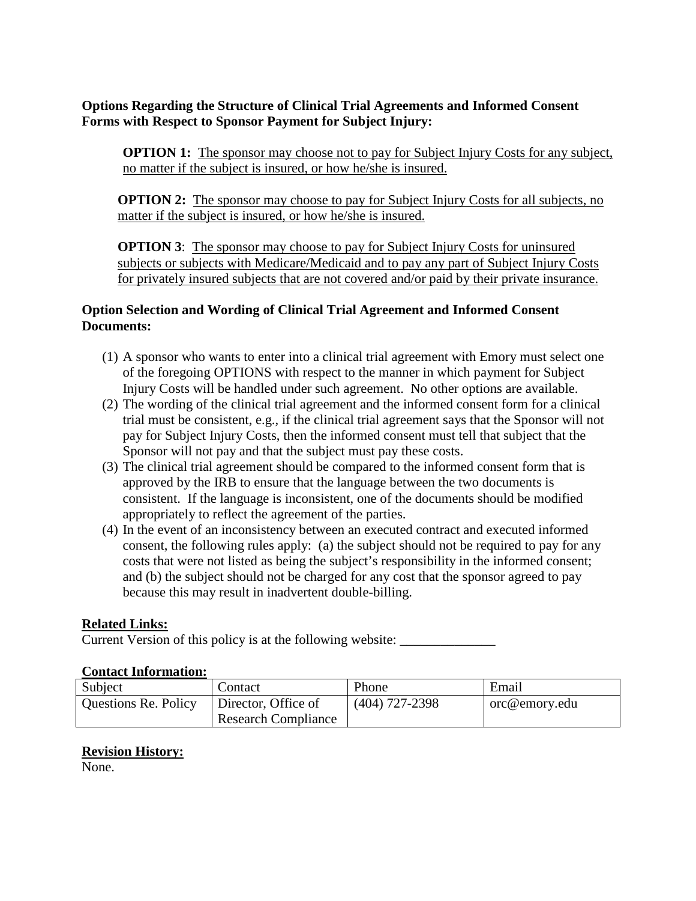**Options Regarding the Structure of Clinical Trial Agreements and Informed Consent Forms with Respect to Sponsor Payment for Subject Injury:**

> **OPTION 1:** The sponsor may choose not to pay for Subject Injury Costs for any subject, no matter if the subject is insured, or how he/she is insured.
>
> **OPTION 2:** The sponsor may choose to pay for Subject Injury Costs for all subjects, no matter if the subject is insured, or how he/she is insured.
>
> **OPTION 3**: The sponsor may choose to pay for Subject Injury Costs for uninsured subjects or subjects with Medicare/Medicaid and to pay any part of Subject Injury Costs for privately insured subjects that are not covered and/or paid by their private insurance.

**Option Selection and Wording of Clinical Trial Agreement and Informed Consent Documents:**

(1) A sponsor who wants to enter into a clinical trial agreement with Emory must select one of the foregoing OPTIONS with respect to the manner in which payment for Subject Injury Costs will be handled under such agreement. No other options are available.

(2) The wording of the clinical trial agreement and the informed consent form for a clinical trial must be consistent, e.g., if the clinical trial agreement says that the Sponsor will not pay for Subject Injury Costs, then the informed consent must tell that subject that the Sponsor will not pay and that the subject must pay these costs.

(3) The clinical trial agreement should be compared to the informed consent form that is approved by the IRB to ensure that the language between the two documents is consistent. If the language is inconsistent, one of the documents should be modified appropriately to reflect the agreement of the parties.

(4) In the event of an inconsistency between an executed contract and executed informed consent, the following rules apply: (a) the subject should not be required to pay for any costs that were not listed as being the subject's responsibility in the informed consent; and (b) the subject should not be charged for any cost that the sponsor agreed to pay because this may result in inadvertent double-billing.

**Related Links:**

Current Version of this policy is at the following website: ______________

**Contact Information:**

| Subject | Contact | Phone | Email |
|---|---|---|---|
| Questions Re. Policy | Director, Office of Research Compliance | (404) 727-2398 | orc@emory.edu |

**Revision History:**

None.